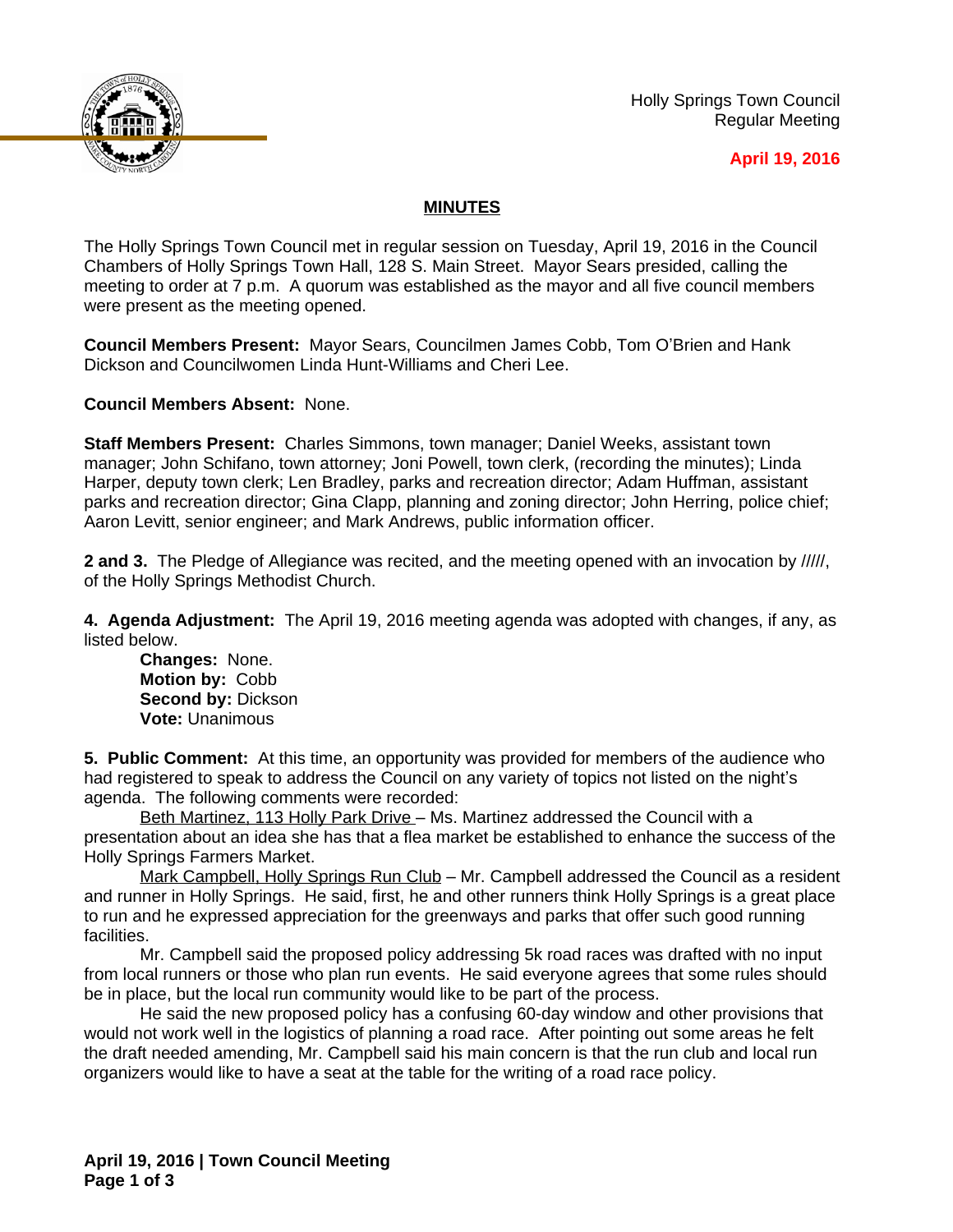Holly Springs Town Council
Regular Meeting

**April 19, 2016**

## MINUTES

The Holly Springs Town Council met in regular session on Tuesday, April 19, 2016 in the Council Chambers of Holly Springs Town Hall, 128 S. Main Street. Mayor Sears presided, calling the meeting to order at 7 p.m. A quorum was established as the mayor and all five council members were present as the meeting opened.

**Council Members Present:** Mayor Sears, Councilmen James Cobb, Tom O'Brien and Hank Dickson and Councilwomen Linda Hunt-Williams and Cheri Lee.

**Council Members Absent:** None.

**Staff Members Present:** Charles Simmons, town manager; Daniel Weeks, assistant town manager; John Schifano, town attorney; Joni Powell, town clerk, (recording the minutes); Linda Harper, deputy town clerk; Len Bradley, parks and recreation director; Adam Huffman, assistant parks and recreation director; Gina Clapp, planning and zoning director; John Herring, police chief; Aaron Levitt, senior engineer; and Mark Andrews, public information officer.

**2 and 3.** The Pledge of Allegiance was recited, and the meeting opened with an invocation by /////, of the Holly Springs Methodist Church.

**4. Agenda Adjustment:** The April 19, 2016 meeting agenda was adopted with changes, if any, as listed below.

**Changes:** None.
**Motion by:** Cobb
**Second by:** Dickson
**Vote:** Unanimous

**5. Public Comment:** At this time, an opportunity was provided for members of the audience who had registered to speak to address the Council on any variety of topics not listed on the night's agenda. The following comments were recorded:

Beth Martinez, 113 Holly Park Drive – Ms. Martinez addressed the Council with a presentation about an idea she has that a flea market be established to enhance the success of the Holly Springs Farmers Market.

Mark Campbell, Holly Springs Run Club – Mr. Campbell addressed the Council as a resident and runner in Holly Springs. He said, first, he and other runners think Holly Springs is a great place to run and he expressed appreciation for the greenways and parks that offer such good running facilities.

Mr. Campbell said the proposed policy addressing 5k road races was drafted with no input from local runners or those who plan run events. He said everyone agrees that some rules should be in place, but the local run community would like to be part of the process.

He said the new proposed policy has a confusing 60-day window and other provisions that would not work well in the logistics of planning a road race. After pointing out some areas he felt the draft needed amending, Mr. Campbell said his main concern is that the run club and local run organizers would like to have a seat at the table for the writing of a road race policy.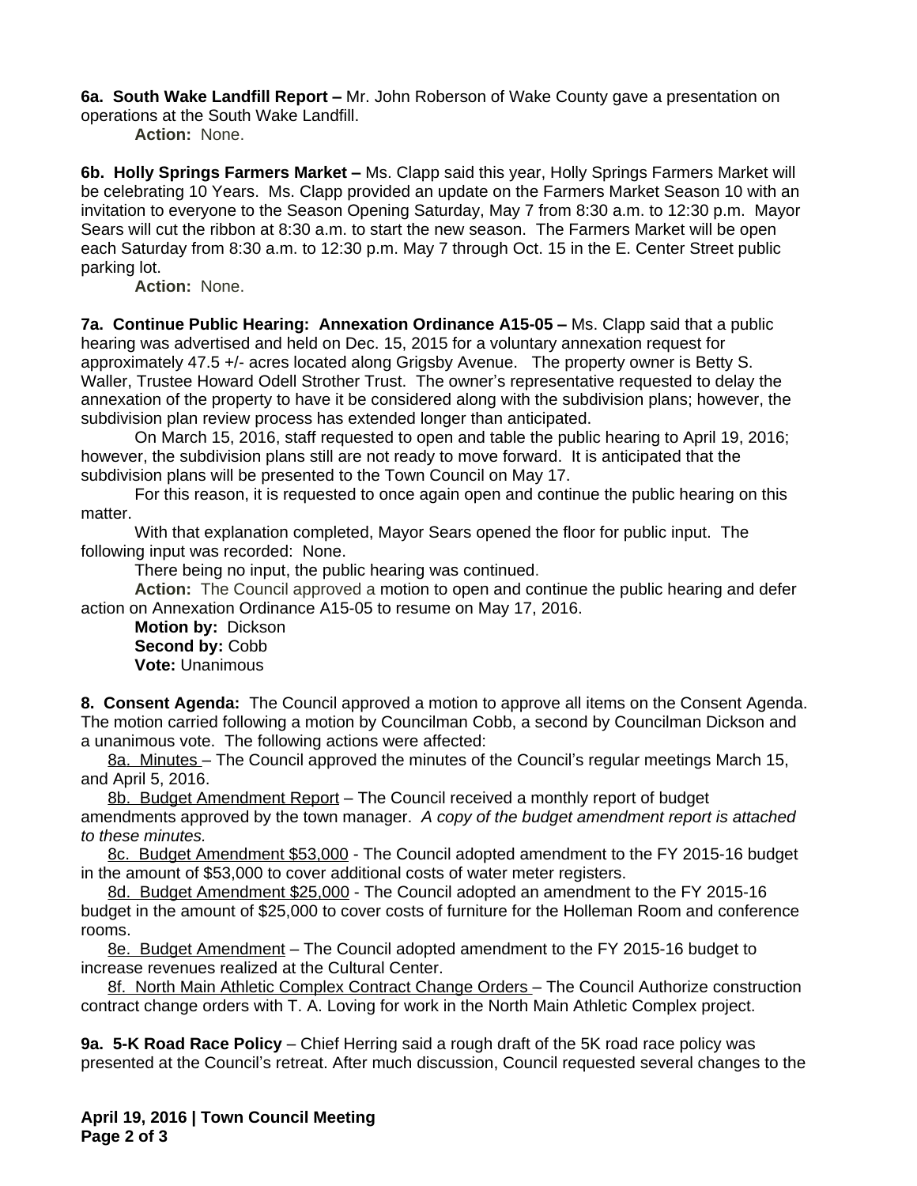**6a. South Wake Landfill Report –** Mr. John Roberson of Wake County gave a presentation on operations at the South Wake Landfill.

**Action:** None.

**6b. Holly Springs Farmers Market –** Ms. Clapp said this year, Holly Springs Farmers Market will be celebrating 10 Years. Ms. Clapp provided an update on the Farmers Market Season 10 with an invitation to everyone to the Season Opening Saturday, May 7 from 8:30 a.m. to 12:30 p.m. Mayor Sears will cut the ribbon at 8:30 a.m. to start the new season. The Farmers Market will be open each Saturday from 8:30 a.m. to 12:30 p.m. May 7 through Oct. 15 in the E. Center Street public parking lot.

**Action:** None.

**7a. Continue Public Hearing: Annexation Ordinance A15-05 –** Ms. Clapp said that a public hearing was advertised and held on Dec. 15, 2015 for a voluntary annexation request for approximately 47.5 +/- acres located along Grigsby Avenue. The property owner is Betty S. Waller, Trustee Howard Odell Strother Trust. The owner's representative requested to delay the annexation of the property to have it be considered along with the subdivision plans; however, the subdivision plan review process has extended longer than anticipated.

On March 15, 2016, staff requested to open and table the public hearing to April 19, 2016; however, the subdivision plans still are not ready to move forward. It is anticipated that the subdivision plans will be presented to the Town Council on May 17.

For this reason, it is requested to once again open and continue the public hearing on this matter.

With that explanation completed, Mayor Sears opened the floor for public input. The following input was recorded: None.

There being no input, the public hearing was continued.

**Action:** The Council approved a motion to open and continue the public hearing and defer action on Annexation Ordinance A15-05 to resume on May 17, 2016.

**Motion by:** Dickson
**Second by:** Cobb
**Vote:** Unanimous

**8. Consent Agenda:** The Council approved a motion to approve all items on the Consent Agenda. The motion carried following a motion by Councilman Cobb, a second by Councilman Dickson and a unanimous vote. The following actions were affected:

8a. Minutes – The Council approved the minutes of the Council's regular meetings March 15, and April 5, 2016.

8b. Budget Amendment Report – The Council received a monthly report of budget amendments approved by the town manager. *A copy of the budget amendment report is attached to these minutes.*

8c. Budget Amendment $53,000 - The Council adopted amendment to the FY 2015-16 budget in the amount of $53,000 to cover additional costs of water meter registers.

8d. Budget Amendment $25,000 - The Council adopted an amendment to the FY 2015-16 budget in the amount of $25,000 to cover costs of furniture for the Holleman Room and conference rooms.

8e. Budget Amendment – The Council adopted amendment to the FY 2015-16 budget to increase revenues realized at the Cultural Center.

8f. North Main Athletic Complex Contract Change Orders – The Council Authorize construction contract change orders with T. A. Loving for work in the North Main Athletic Complex project.

**9a. 5-K Road Race Policy** – Chief Herring said a rough draft of the 5K road race policy was presented at the Council's retreat. After much discussion, Council requested several changes to the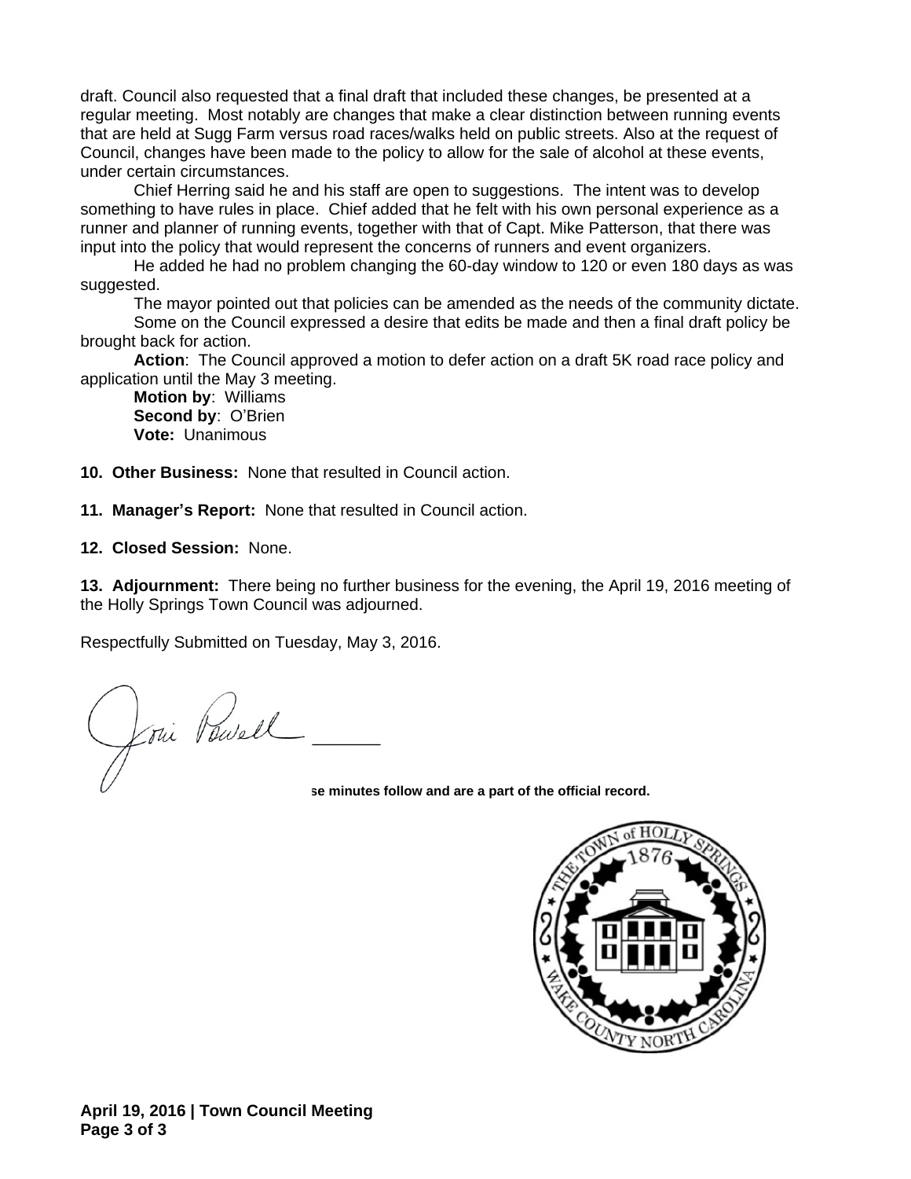draft. Council also requested that a final draft that included these changes, be presented at a regular meeting. Most notably are changes that make a clear distinction between running events that are held at Sugg Farm versus road races/walks held on public streets. Also at the request of Council, changes have been made to the policy to allow for the sale of alcohol at these events, under certain circumstances.

Chief Herring said he and his staff are open to suggestions. The intent was to develop something to have rules in place. Chief added that he felt with his own personal experience as a runner and planner of running events, together with that of Capt. Mike Patterson, that there was input into the policy that would represent the concerns of runners and event organizers.

He added he had no problem changing the 60-day window to 120 or even 180 days as was suggested.

The mayor pointed out that policies can be amended as the needs of the community dictate.

Some on the Council expressed a desire that edits be made and then a final draft policy be brought back for action.

**Action**: The Council approved a motion to defer action on a draft 5K road race policy and application until the May 3 meeting.

**Motion by**: Williams
**Second by**: O'Brien
**Vote:** Unanimous

**10. Other Business:** None that resulted in Council action.

**11. Manager's Report:** None that resulted in Council action.

**12. Closed Session:** None.

**13. Adjournment:** There being no further business for the evening, the April 19, 2016 meeting of the Holly Springs Town Council was adjourned.

Respectfully Submitted on Tuesday, May 3, 2016.

Joni Powell ______

**se minutes follow and are a part of the official record.**